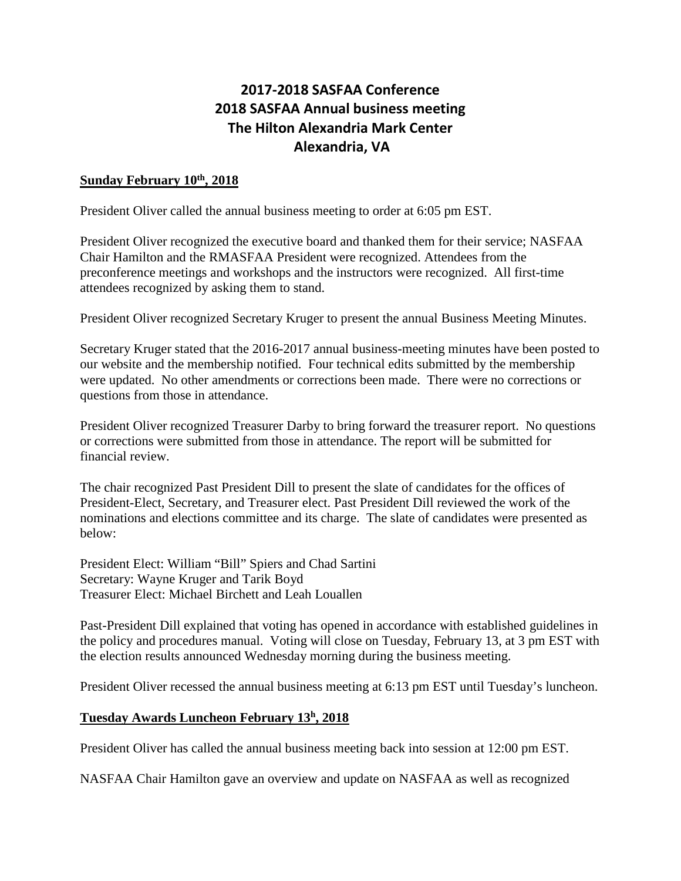# 2017-2018 SASFAA Conference
# 2018 SASFAA Annual business meeting
# The Hilton Alexandria Mark Center
# Alexandria, VA

**Sunday February 10th, 2018**

President Oliver called the annual business meeting to order at 6:05 pm EST.

President Oliver recognized the executive board and thanked them for their service; NASFAA Chair Hamilton and the RMASFAA President were recognized. Attendees from the preconference meetings and workshops and the instructors were recognized. All first-time attendees recognized by asking them to stand.

President Oliver recognized Secretary Kruger to present the annual Business Meeting Minutes.

Secretary Kruger stated that the 2016-2017 annual business-meeting minutes have been posted to our website and the membership notified. Four technical edits submitted by the membership were updated. No other amendments or corrections been made. There were no corrections or questions from those in attendance.

President Oliver recognized Treasurer Darby to bring forward the treasurer report. No questions or corrections were submitted from those in attendance. The report will be submitted for financial review.

The chair recognized Past President Dill to present the slate of candidates for the offices of President-Elect, Secretary, and Treasurer elect. Past President Dill reviewed the work of the nominations and elections committee and its charge. The slate of candidates were presented as below:

President Elect: William "Bill" Spiers and Chad Sartini
Secretary: Wayne Kruger and Tarik Boyd
Treasurer Elect: Michael Birchett and Leah Louallen

Past-President Dill explained that voting has opened in accordance with established guidelines in the policy and procedures manual. Voting will close on Tuesday, February 13, at 3 pm EST with the election results announced Wednesday morning during the business meeting.

President Oliver recessed the annual business meeting at 6:13 pm EST until Tuesday's luncheon.

**Tuesday Awards Luncheon February 13h, 2018**

President Oliver has called the annual business meeting back into session at 12:00 pm EST.

NASFAA Chair Hamilton gave an overview and update on NASFAA as well as recognized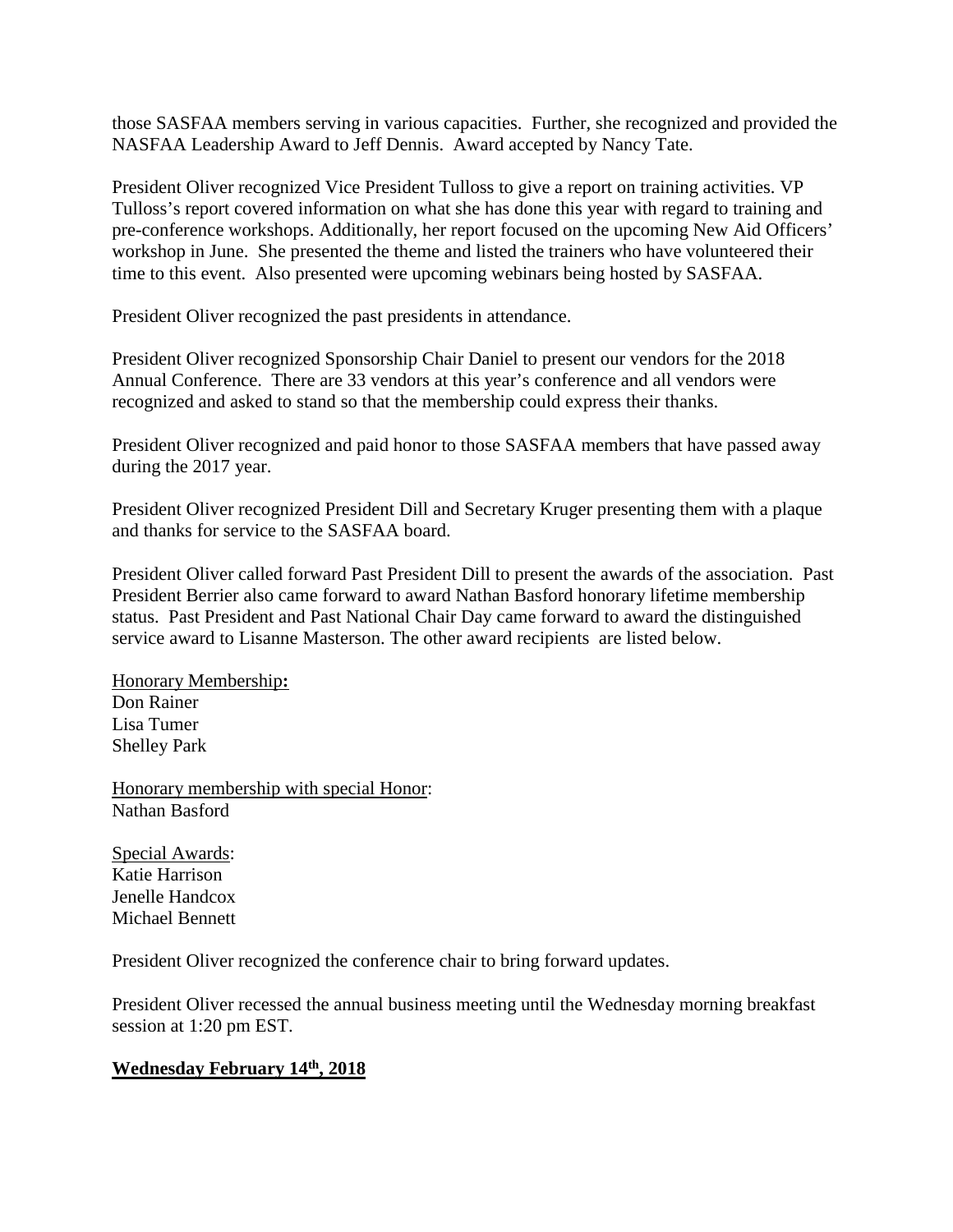those SASFAA members serving in various capacities. Further, she recognized and provided the NASFAA Leadership Award to Jeff Dennis. Award accepted by Nancy Tate.

President Oliver recognized Vice President Tulloss to give a report on training activities. VP Tulloss's report covered information on what she has done this year with regard to training and pre-conference workshops. Additionally, her report focused on the upcoming New Aid Officers' workshop in June. She presented the theme and listed the trainers who have volunteered their time to this event. Also presented were upcoming webinars being hosted by SASFAA.

President Oliver recognized the past presidents in attendance.

President Oliver recognized Sponsorship Chair Daniel to present our vendors for the 2018 Annual Conference. There are 33 vendors at this year's conference and all vendors were recognized and asked to stand so that the membership could express their thanks.

President Oliver recognized and paid honor to those SASFAA members that have passed away during the 2017 year.

President Oliver recognized President Dill and Secretary Kruger presenting them with a plaque and thanks for service to the SASFAA board.

President Oliver called forward Past President Dill to present the awards of the association. Past President Berrier also came forward to award Nathan Basford honorary lifetime membership status. Past President and Past National Chair Day came forward to award the distinguished service award to Lisanne Masterson. The other award recipients are listed below.

<u>Honorary Membership</u>**:**
Don Rainer
Lisa Tumer
Shelley Park

<u>Honorary membership with special Honor</u>:
Nathan Basford

<u>Special Awards</u>:
Katie Harrison
Jenelle Handcox
Michael Bennett

President Oliver recognized the conference chair to bring forward updates.

President Oliver recessed the annual business meeting until the Wednesday morning breakfast session at 1:20 pm EST.

**<u>Wednesday February 14th, 2018</u>**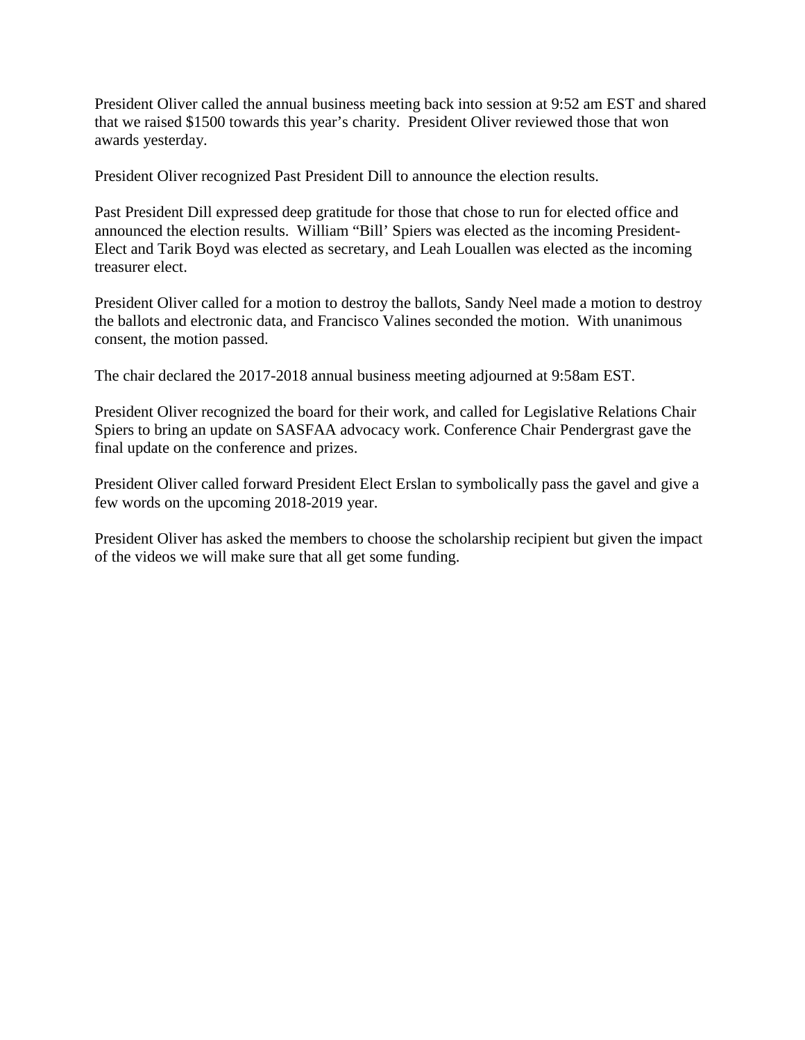President Oliver called the annual business meeting back into session at 9:52 am EST and shared that we raised $1500 towards this year's charity. President Oliver reviewed those that won awards yesterday.

President Oliver recognized Past President Dill to announce the election results.

Past President Dill expressed deep gratitude for those that chose to run for elected office and announced the election results. William "Bill' Spiers was elected as the incoming President-Elect and Tarik Boyd was elected as secretary, and Leah Louallen was elected as the incoming treasurer elect.

President Oliver called for a motion to destroy the ballots, Sandy Neel made a motion to destroy the ballots and electronic data, and Francisco Valines seconded the motion. With unanimous consent, the motion passed.

The chair declared the 2017-2018 annual business meeting adjourned at 9:58am EST.

President Oliver recognized the board for their work, and called for Legislative Relations Chair Spiers to bring an update on SASFAA advocacy work. Conference Chair Pendergrast gave the final update on the conference and prizes.

President Oliver called forward President Elect Erslan to symbolically pass the gavel and give a few words on the upcoming 2018-2019 year.

President Oliver has asked the members to choose the scholarship recipient but given the impact of the videos we will make sure that all get some funding.